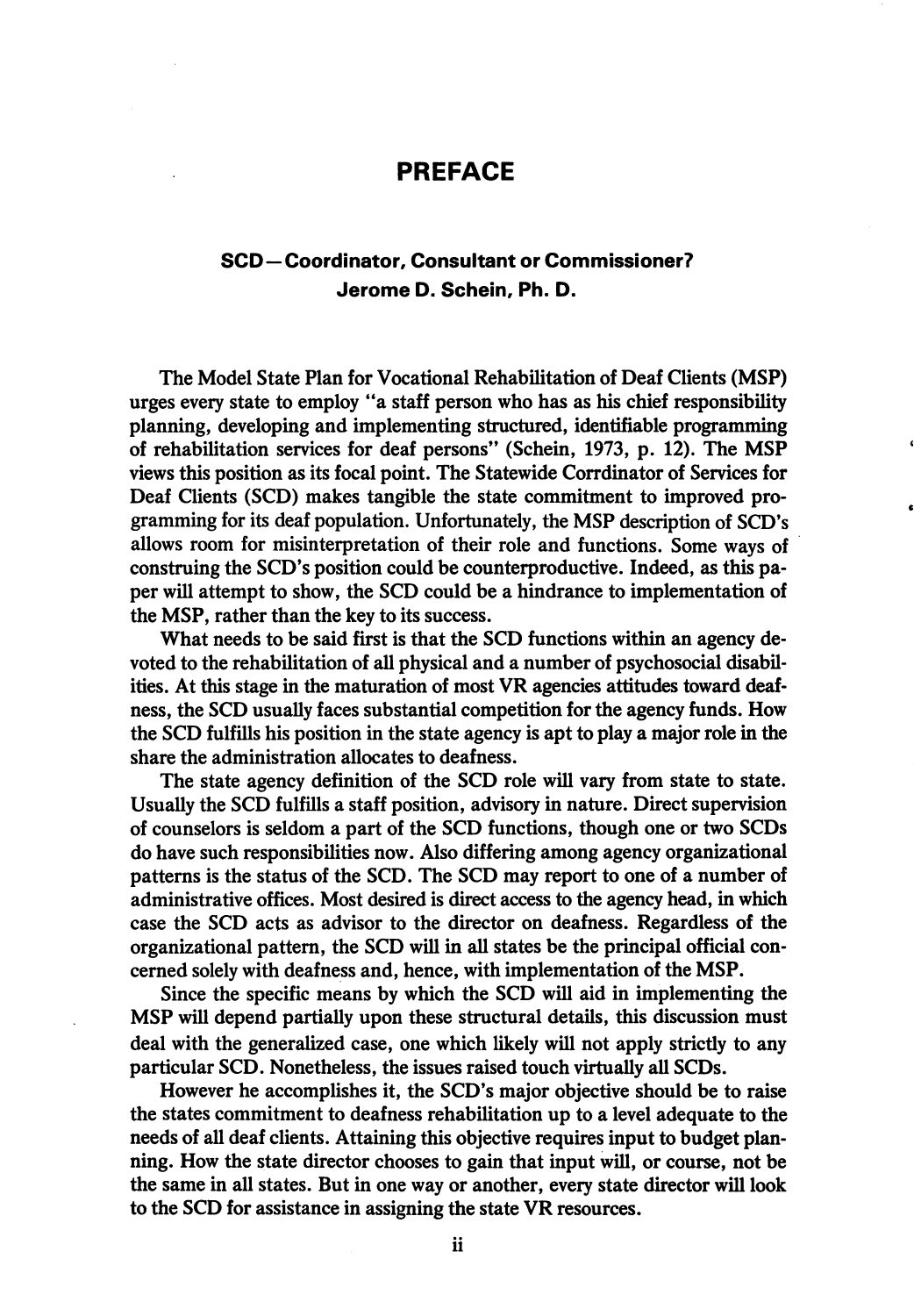# PREFACE

### SCD — Coordinator, Consultant or Commissioner?
### Jerome D. Schein, Ph. D.

The Model State Plan for Vocational Rehabilitation of Deaf Clients (MSP) urges every state to employ "a staff person who has as his chief responsibility planning, developing and implementing structured, identifiable programming of rehabilitation services for deaf persons" (Schein, 1973, p. 12). The MSP views this position as its focal point. The Statewide Corrdinator of Services for Deaf Clients (SCD) makes tangible the state commitment to improved programming for its deaf population. Unfortunately, the MSP description of SCD's allows room for misinterpretation of their role and functions. Some ways of construing the SCD's position could be counterproductive. Indeed, as this paper will attempt to show, the SCD could be a hindrance to implementation of the MSP, rather than the key to its success.

What needs to be said first is that the SCD functions within an agency devoted to the rehabilitation of all physical and a number of psychosocial disabilities. At this stage in the maturation of most VR agencies attitudes toward deafness, the SCD usually faces substantial competition for the agency funds. How the SCD fulfills his position in the state agency is apt to play a major role in the share the administration allocates to deafness.

The state agency definition of the SCD role will vary from state to state. Usually the SCD fulfills a staff position, advisory in nature. Direct supervision of counselors is seldom a part of the SCD functions, though one or two SCDs do have such responsibilities now. Also differing among agency organizational patterns is the status of the SCD. The SCD may report to one of a number of administrative offices. Most desired is direct access to the agency head, in which case the SCD acts as advisor to the director on deafness. Regardless of the organizational pattern, the SCD will in all states be the principal official concerned solely with deafness and, hence, with implementation of the MSP.

Since the specific means by which the SCD will aid in implementing the MSP will depend partially upon these structural details, this discussion must deal with the generalized case, one which likely will not apply strictly to any particular SCD. Nonetheless, the issues raised touch virtually all SCDs.

However he accomplishes it, the SCD's major objective should be to raise the states commitment to deafness rehabilitation up to a level adequate to the needs of all deaf clients. Attaining this objective requires input to budget planning. How the state director chooses to gain that input will, or course, not be the same in all states. But in one way or another, every state director will look to the SCD for assistance in assigning the state VR resources.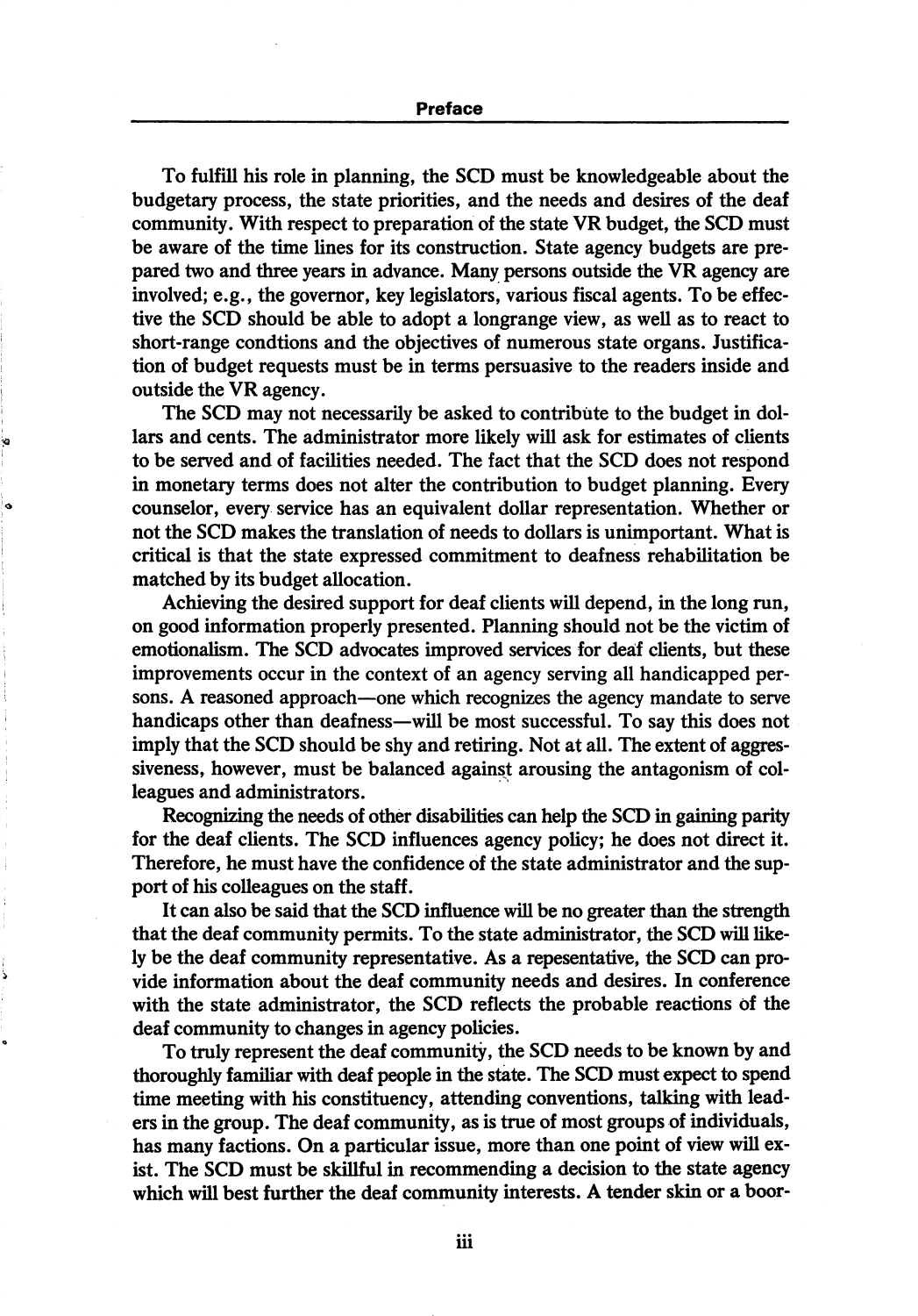To fulfill his role in planning, the SCD must be knowledgeable about the budgetary process, the state priorities, and the needs and desires of the deaf community. With respect to preparation of the state VR budget, the SCD must be aware of the time lines for its construction. State agency budgets are prepared two and three years in advance. Many persons outside the VR agency are involved; e.g., the governor, key legislators, various fiscal agents. To be effective the SCD should be able to adopt a longrange view, as well as to react to short-range condtions and the objectives of numerous state organs. Justification of budget requests must be in terms persuasive to the readers inside and outside the VR agency.

The SCD may not necessarily be asked to contribute to the budget in dollars and cents. The administrator more likely will ask for estimates of clients to be served and of facilities needed. The fact that the SCD does not respond in monetary terms does not alter the contribution to budget planning. Every counselor, every service has an equivalent dollar representation. Whether or not the SCD makes the translation of needs to dollars is unimportant. What is critical is that the state expressed commitment to deafness rehabilitation be matched by its budget allocation.

Achieving the desired support for deaf clients will depend, in the long run, on good information properly presented. Planning should not be the victim of emotionalism. The SCD advocates improved services for deaf clients, but these improvements occur in the context of an agency serving all handicapped persons. A reasoned approach—one which recognizes the agency mandate to serve handicaps other than deafness—will be most successful. To say this does not imply that the SCD should be shy and retiring. Not at all. The extent of aggressiveness, however, must be balanced against arousing the antagonism of colleagues and administrators.

Recognizing the needs of other disabilities can help the SCD in gaining parity for the deaf clients. The SCD influences agency policy; he does not direct it. Therefore, he must have the confidence of the state administrator and the support of his colleagues on the staff.

It can also be said that the SCD influence will be no greater than the strength that the deaf community permits. To the state administrator, the SCD will likely be the deaf community representative. As a repesentative, the SCD can provide information about the deaf community needs and desires. In conference with the state administrator, the SCD reflects the probable reactions of the deaf community to changes in agency policies.

To truly represent the deaf community, the SCD needs to be known by and thoroughly familiar with deaf people in the state. The SCD must expect to spend time meeting with his constituency, attending conventions, talking with leaders in the group. The deaf community, as is true of most groups of individuals, has many factions. On a particular issue, more than one point of view will exist. The SCD must be skillful in recommending a decision to the state agency which will best further the deaf community interests. A tender skin or a boor-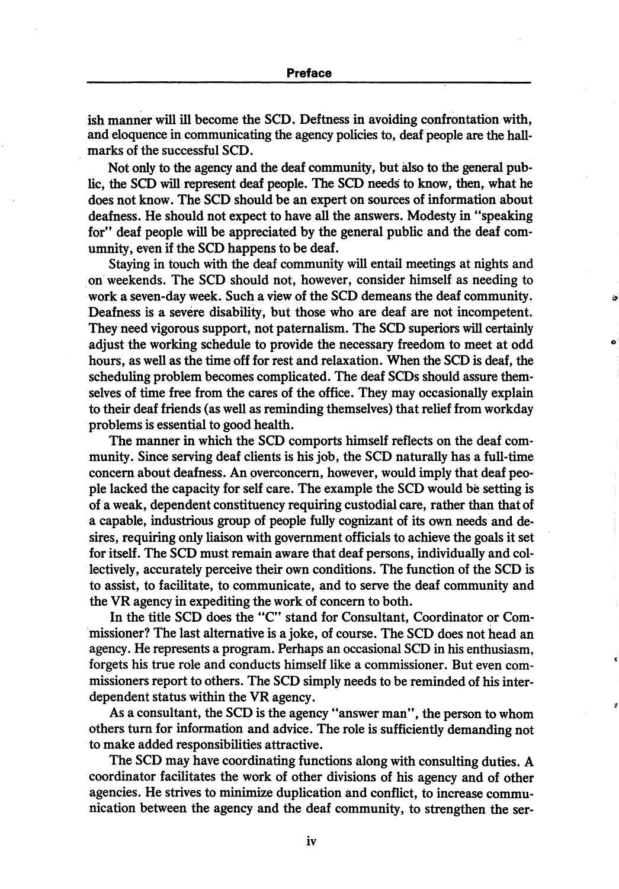ish manner will ill become the SCD. Deftness in avoiding confrontation with, and eloquence in communicating the agency policies to, deaf people are the hallmarks of the successful SCD.

Not only to the agency and the deaf community, but also to the general public, the SCD will represent deaf people. The SCD needs to know, then, what he does not know. The SCD should be an expert on sources of information about deafness. He should not expect to have all the answers. Modesty in "speaking for" deaf people will be appreciated by the general public and the deaf community, even if the SCD happens to be deaf.

Staying in touch with the deaf community will entail meetings at nights and on weekends. The SCD should not, however, consider himself as needing to work a seven-day week. Such a view of the SCD demeans the deaf community. Deafness is a severe disability, but those who are deaf are not incompetent. They need vigorous support, not paternalism. The SCD superiors will certainly adjust the working schedule to provide the necessary freedom to meet at odd hours, as well as the time off for rest and relaxation. When the SCD is deaf, the scheduling problem becomes complicated. The deaf SCDs should assure themselves of time free from the cares of the office. They may occasionally explain to their deaf friends (as well as reminding themselves) that relief from workday problems is essential to good health.

The manner in which the SCD comports himself reflects on the deaf community. Since serving deaf clients is his job, the SCD naturally has a full-time concern about deafness. An overconcern, however, would imply that deaf people lacked the capacity for self care. The example the SCD would be setting is of a weak, dependent constituency requiring custodial care, rather than that of a capable, industrious group of people fully cognizant of its own needs and desires, requiring only liaison with government officials to achieve the goals it set for itself. The SCD must remain aware that deaf persons, individually and collectively, accurately perceive their own conditions. The function of the SCD is to assist, to facilitate, to communicate, and to serve the deaf community and the VR agency in expediting the work of concern to both.

In the title SCD does the "C" stand for Consultant, Coordinator or Commissioner? The last alternative is a joke, of course. The SCD does not head an agency. He represents a program. Perhaps an occasional SCD in his enthusiasm, forgets his true role and conducts himself like a commissioner. But even commissioners report to others. The SCD simply needs to be reminded of his interdependent status within the VR agency.

As a consultant, the SCD is the agency "answer man", the person to whom others turn for information and advice. The role is sufficiently demanding not to make added responsibilities attractive.

The SCD may have coordinating functions along with consulting duties. A coordinator facilitates the work of other divisions of his agency and of other agencies. He strives to minimize duplication and conflict, to increase communication between the agency and the deaf community, to strengthen the ser-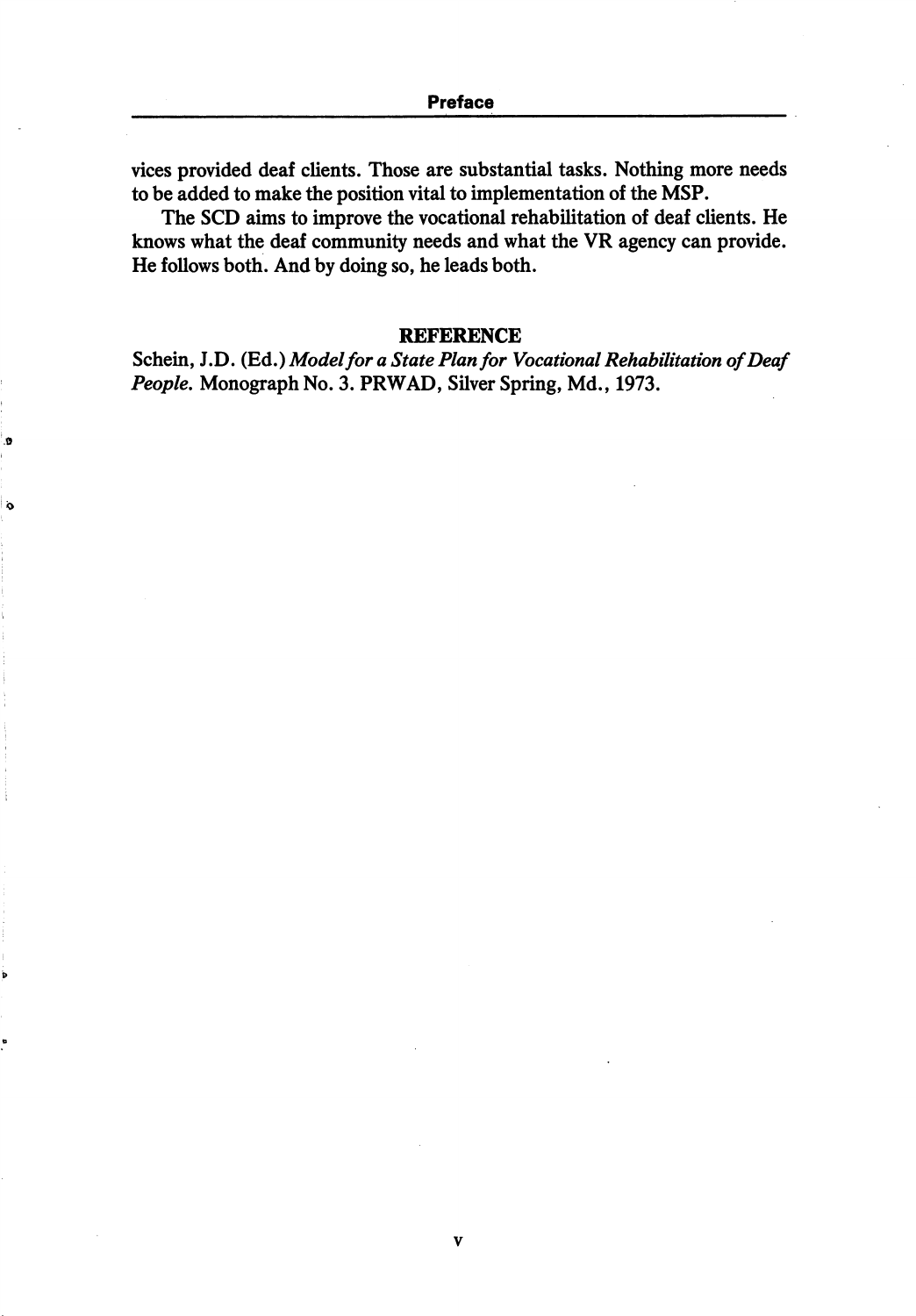vices provided deaf clients. Those are substantial tasks. Nothing more needs to be added to make the position vital to implementation of the MSP.

The SCD aims to improve the vocational rehabilitation of deaf clients. He knows what the deaf community needs and what the VR agency can provide. He follows both. And by doing so, he leads both.

## REFERENCE

Schein, J.D. (Ed.) *Model for a State Plan for Vocational Rehabilitation of Deaf People.* Monograph No. 3. PRWAD, Silver Spring, Md., 1973.